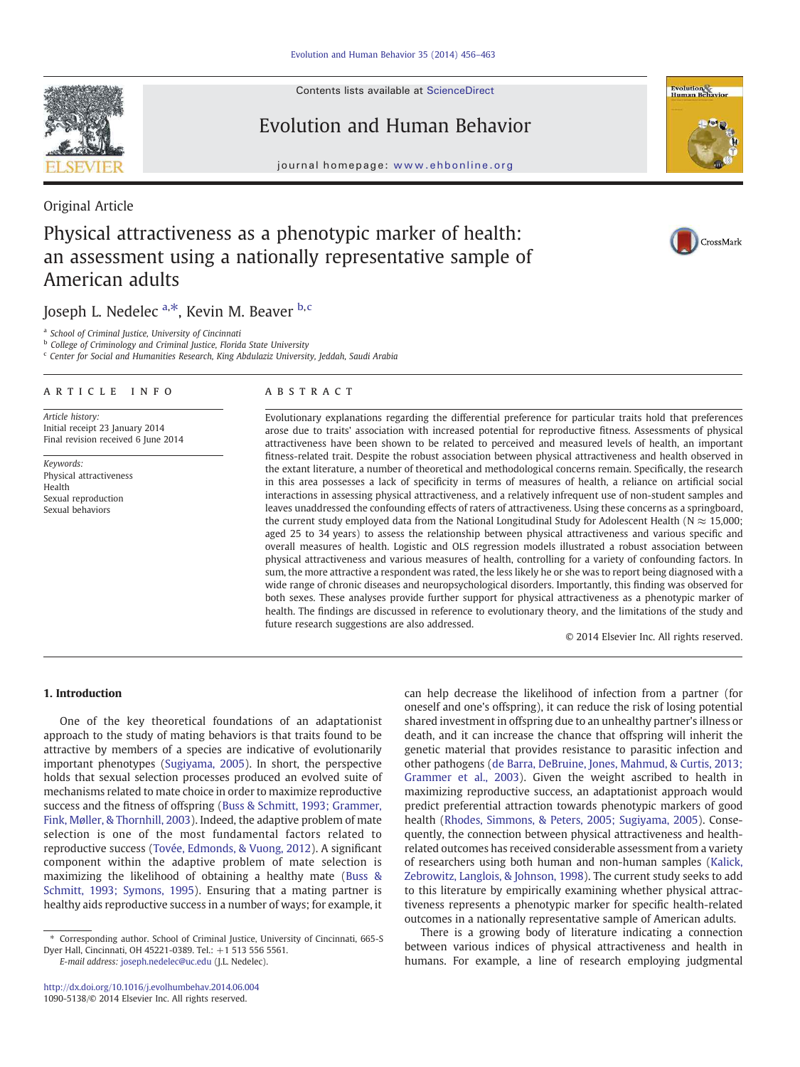Original Article

# Physical attractiveness as a phenotypic marker of health: an assessment using a nationally representative sample of American adults

Joseph L. Nedelec [a,*], Kevin M. Beaver [b,c]

[a] School of Criminal Justice, University of Cincinnati
[b] College of Criminology and Criminal Justice, Florida State University
[c] Center for Social and Humanities Research, King Abdulaziz University, Jeddah, Saudi Arabia

ARTICLE INFO

*Article history:*
Initial receipt 23 January 2014
Final revision received 6 June 2014

*Keywords:*
Physical attractiveness
Health
Sexual reproduction
Sexual behaviors

ABSTRACT

Evolutionary explanations regarding the differential preference for particular traits hold that preferences arose due to traits' association with increased potential for reproductive fitness. Assessments of physical attractiveness have been shown to be related to perceived and measured levels of health, an important fitness-related trait. Despite the robust association between physical attractiveness and health observed in the extant literature, a number of theoretical and methodological concerns remain. Specifically, the research in this area possesses a lack of specificity in terms of measures of health, a reliance on artificial social interactions in assessing physical attractiveness, and a relatively infrequent use of non-student samples and leaves unaddressed the confounding effects of raters of attractiveness. Using these concerns as a springboard, the current study employed data from the National Longitudinal Study for Adolescent Health ($N \approx 15{,}000$; aged 25 to 34 years) to assess the relationship between physical attractiveness and various specific and overall measures of health. Logistic and OLS regression models illustrated a robust association between physical attractiveness and various measures of health, controlling for a variety of confounding factors. In sum, the more attractive a respondent was rated, the less likely he or she was to report being diagnosed with a wide range of chronic diseases and neuropsychological disorders. Importantly, this finding was observed for both sexes. These analyses provide further support for physical attractiveness as a phenotypic marker of health. The findings are discussed in reference to evolutionary theory, and the limitations of the study and future research suggestions are also addressed.

© 2014 Elsevier Inc. All rights reserved.

## 1. Introduction

One of the key theoretical foundations of an adaptationist approach to the study of mating behaviors is that traits found to be attractive by members of a species are indicative of evolutionarily important phenotypes (Sugiyama, 2005). In short, the perspective holds that sexual selection processes produced an evolved suite of mechanisms related to mate choice in order to maximize reproductive success and the fitness of offspring (Buss & Schmitt, 1993; Grammer, Fink, Møller, & Thornhill, 2003). Indeed, the adaptive problem of mate selection is one of the most fundamental factors related to reproductive success (Tovée, Edmonds, & Vuong, 2012). A significant component within the adaptive problem of mate selection is maximizing the likelihood of obtaining a healthy mate (Buss & Schmitt, 1993; Symons, 1995). Ensuring that a mating partner is healthy aids reproductive success in a number of ways; for example, it can help decrease the likelihood of infection from a partner (for oneself and one's offspring), it can reduce the risk of losing potential shared investment in offspring due to an unhealthy partner's illness or death, and it can increase the chance that offspring will inherit the genetic material that provides resistance to parasitic infection and other pathogens (de Barra, DeBruine, Jones, Mahmud, & Curtis, 2013; Grammer et al., 2003). Given the weight ascribed to health in maximizing reproductive success, an adaptationist approach would predict preferential attraction towards phenotypic markers of good health (Rhodes, Simmons, & Peters, 2005; Sugiyama, 2005). Consequently, the connection between physical attractiveness and health-related outcomes has received considerable assessment from a variety of researchers using both human and non-human samples (Kalick, Zebrowitz, Langlois, & Johnson, 1998). The current study seeks to add to this literature by empirically examining whether physical attractiveness represents a phenotypic marker for specific health-related outcomes in a nationally representative sample of American adults.

There is a growing body of literature indicating a connection between various indices of physical attractiveness and health in humans. For example, a line of research employing judgmental

\* Corresponding author. School of Criminal Justice, University of Cincinnati, 665-S Dyer Hall, Cincinnati, OH 45221-0389. Tel.: +1 513 556 5561.
E-mail address: joseph.nedelec@uc.edu (J.L. Nedelec).

http://dx.doi.org/10.1016/j.evolhumbehav.2014.06.004
1090-5138/© 2014 Elsevier Inc. All rights reserved.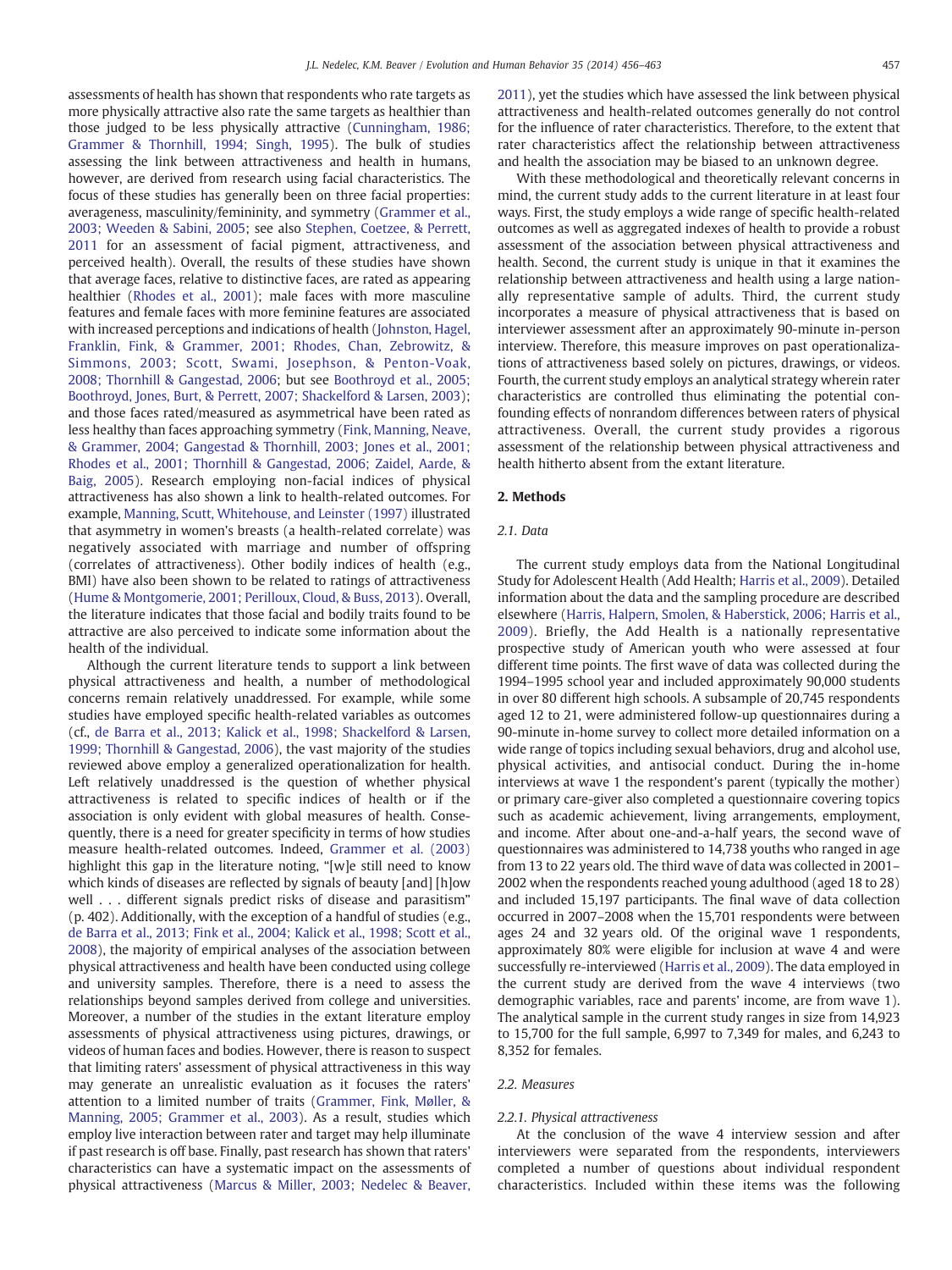assessments of health has shown that respondents who rate targets as more physically attractive also rate the same targets as healthier than those judged to be less physically attractive (Cunningham, 1986; Grammer & Thornhill, 1994; Singh, 1995). The bulk of studies assessing the link between attractiveness and health in humans, however, are derived from research using facial characteristics. The focus of these studies has generally been on three facial properties: averageness, masculinity/femininity, and symmetry (Grammer et al., 2003; Weeden & Sabini, 2005; see also Stephen, Coetzee, & Perrett, 2011 for an assessment of facial pigment, attractiveness, and perceived health). Overall, the results of these studies have shown that average faces, relative to distinctive faces, are rated as appearing healthier (Rhodes et al., 2001); male faces with more masculine features and female faces with more feminine features are associated with increased perceptions and indications of health (Johnston, Hagel, Franklin, Fink, & Grammer, 2001; Rhodes, Chan, Zebrowitz, & Simmons, 2003; Scott, Swami, Josephson, & Penton-Voak, 2008; Thornhill & Gangestad, 2006; but see Boothroyd et al., 2005; Boothroyd, Jones, Burt, & Perrett, 2007; Shackelford & Larsen, 2003); and those faces rated/measured as asymmetrical have been rated as less healthy than faces approaching symmetry (Fink, Manning, Neave, & Grammer, 2004; Gangestad & Thornhill, 2003; Jones et al., 2001; Rhodes et al., 2001; Thornhill & Gangestad, 2006; Zaidel, Aarde, & Baig, 2005). Research employing non-facial indices of physical attractiveness has also shown a link to health-related outcomes. For example, Manning, Scutt, Whitehouse, and Leinster (1997) illustrated that asymmetry in women's breasts (a health-related correlate) was negatively associated with marriage and number of offspring (correlates of attractiveness). Other bodily indices of health (e.g., BMI) have also been shown to be related to ratings of attractiveness (Hume & Montgomerie, 2001; Perilloux, Cloud, & Buss, 2013). Overall, the literature indicates that those facial and bodily traits found to be attractive are also perceived to indicate some information about the health of the individual.

Although the current literature tends to support a link between physical attractiveness and health, a number of methodological concerns remain relatively unaddressed. For example, while some studies have employed specific health-related variables as outcomes (cf., de Barra et al., 2013; Kalick et al., 1998; Shackelford & Larsen, 1999; Thornhill & Gangestad, 2006), the vast majority of the studies reviewed above employ a generalized operationalization for health. Left relatively unaddressed is the question of whether physical attractiveness is related to specific indices of health or if the association is only evident with global measures of health. Consequently, there is a need for greater specificity in terms of how studies measure health-related outcomes. Indeed, Grammer et al. (2003) highlight this gap in the literature noting, "[w]e still need to know which kinds of diseases are reflected by signals of beauty [and] [h]ow well . . . different signals predict risks of disease and parasitism" (p. 402). Additionally, with the exception of a handful of studies (e.g., de Barra et al., 2013; Fink et al., 2004; Kalick et al., 1998; Scott et al., 2008), the majority of empirical analyses of the association between physical attractiveness and health have been conducted using college and university samples. Therefore, there is a need to assess the relationships beyond samples derived from college and universities. Moreover, a number of the studies in the extant literature employ assessments of physical attractiveness using pictures, drawings, or videos of human faces and bodies. However, there is reason to suspect that limiting raters' assessment of physical attractiveness in this way may generate an unrealistic evaluation as it focuses the raters' attention to a limited number of traits (Grammer, Fink, Møller, & Manning, 2005; Grammer et al., 2003). As a result, studies which employ live interaction between rater and target may help illuminate if past research is off base. Finally, past research has shown that raters' characteristics can have a systematic impact on the assessments of physical attractiveness (Marcus & Miller, 2003; Nedelec & Beaver, 2011), yet the studies which have assessed the link between physical attractiveness and health-related outcomes generally do not control for the influence of rater characteristics. Therefore, to the extent that rater characteristics affect the relationship between attractiveness and health the association may be biased to an unknown degree.

With these methodological and theoretically relevant concerns in mind, the current study adds to the current literature in at least four ways. First, the study employs a wide range of specific health-related outcomes as well as aggregated indexes of health to provide a robust assessment of the association between physical attractiveness and health. Second, the current study is unique in that it examines the relationship between attractiveness and health using a large nationally representative sample of adults. Third, the current study incorporates a measure of physical attractiveness that is based on interviewer assessment after an approximately 90-minute in-person interview. Therefore, this measure improves on past operationalizations of attractiveness based solely on pictures, drawings, or videos. Fourth, the current study employs an analytical strategy wherein rater characteristics are controlled thus eliminating the potential confounding effects of nonrandom differences between raters of physical attractiveness. Overall, the current study provides a rigorous assessment of the relationship between physical attractiveness and health hitherto absent from the extant literature.

## 2. Methods

### 2.1. Data

The current study employs data from the National Longitudinal Study for Adolescent Health (Add Health; Harris et al., 2009). Detailed information about the data and the sampling procedure are described elsewhere (Harris, Halpern, Smolen, & Haberstick, 2006; Harris et al., 2009). Briefly, the Add Health is a nationally representative prospective study of American youth who were assessed at four different time points. The first wave of data was collected during the 1994–1995 school year and included approximately 90,000 students in over 80 different high schools. A subsample of 20,745 respondents aged 12 to 21, were administered follow-up questionnaires during a 90-minute in-home survey to collect more detailed information on a wide range of topics including sexual behaviors, drug and alcohol use, physical activities, and antisocial conduct. During the in-home interviews at wave 1 the respondent's parent (typically the mother) or primary care-giver also completed a questionnaire covering topics such as academic achievement, living arrangements, employment, and income. After about one-and-a-half years, the second wave of questionnaires was administered to 14,738 youths who ranged in age from 13 to 22 years old. The third wave of data was collected in 2001–2002 when the respondents reached young adulthood (aged 18 to 28) and included 15,197 participants. The final wave of data collection occurred in 2007–2008 when the 15,701 respondents were between ages 24 and 32 years old. Of the original wave 1 respondents, approximately 80% were eligible for inclusion at wave 4 and were successfully re-interviewed (Harris et al., 2009). The data employed in the current study are derived from the wave 4 interviews (two demographic variables, race and parents' income, are from wave 1). The analytical sample in the current study ranges in size from 14,923 to 15,700 for the full sample, 6,997 to 7,349 for males, and 6,243 to 8,352 for females.

### 2.2. Measures

#### 2.2.1. Physical attractiveness

At the conclusion of the wave 4 interview session and after interviewers were separated from the respondents, interviewers completed a number of questions about individual respondent characteristics. Included within these items was the following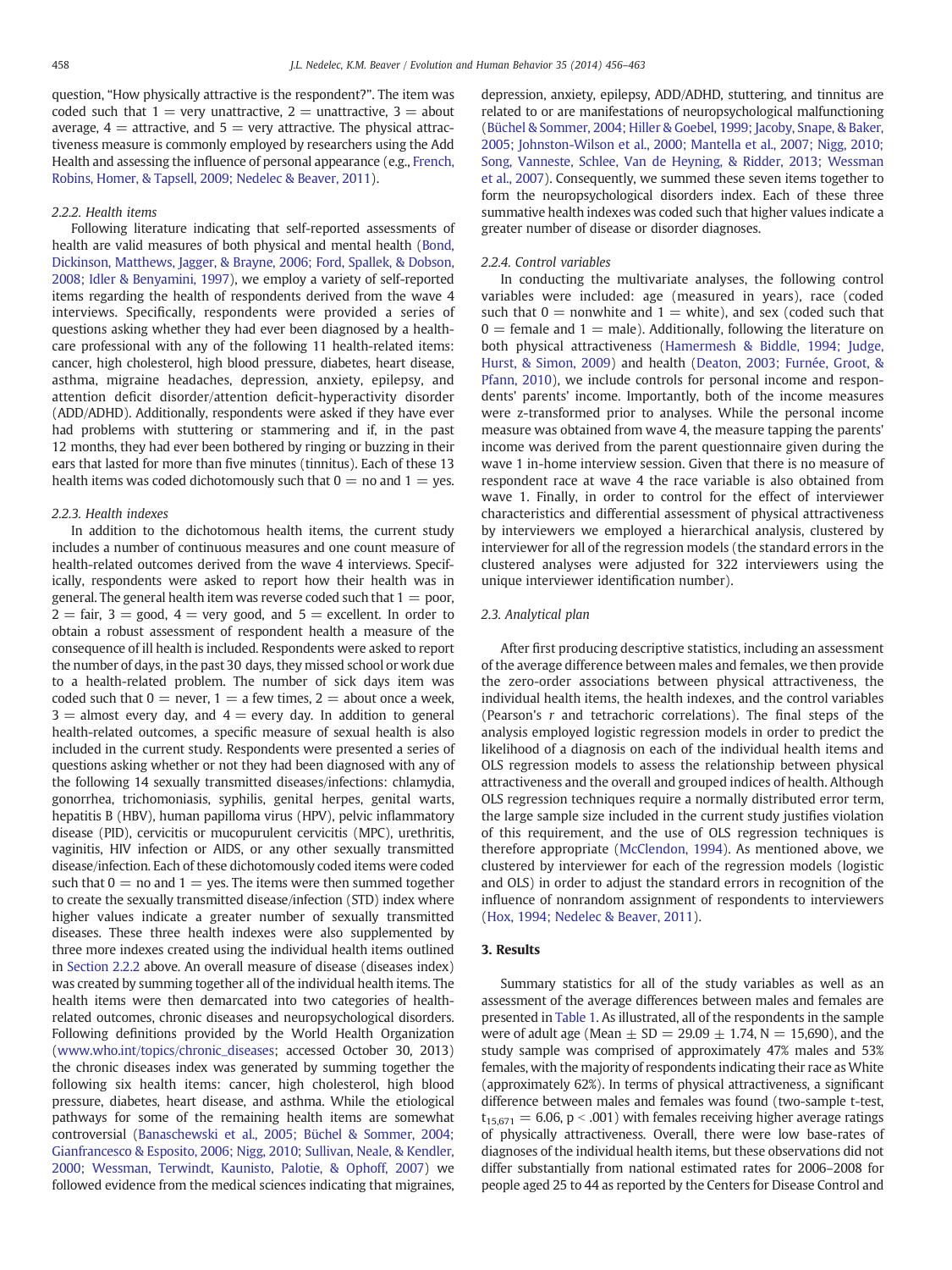question, "How physically attractive is the respondent?". The item was coded such that 1 = very unattractive, 2 = unattractive, 3 = about average, 4 = attractive, and 5 = very attractive. The physical attractiveness measure is commonly employed by researchers using the Add Health and assessing the influence of personal appearance (e.g., French, Robins, Homer, & Tapsell, 2009; Nedelec & Beaver, 2011).

#### 2.2.2. Health items

Following literature indicating that self-reported assessments of health are valid measures of both physical and mental health (Bond, Dickinson, Matthews, Jagger, & Brayne, 2006; Ford, Spallek, & Dobson, 2008; Idler & Benyamini, 1997), we employ a variety of self-reported items regarding the health of respondents derived from the wave 4 interviews. Specifically, respondents were provided a series of questions asking whether they had ever been diagnosed by a health-care professional with any of the following 11 health-related items: cancer, high cholesterol, high blood pressure, diabetes, heart disease, asthma, migraine headaches, depression, anxiety, epilepsy, and attention deficit disorder/attention deficit-hyperactivity disorder (ADD/ADHD). Additionally, respondents were asked if they have ever had problems with stuttering or stammering and if, in the past 12 months, they had ever been bothered by ringing or buzzing in their ears that lasted for more than five minutes (tinnitus). Each of these 13 health items was coded dichotomously such that 0 = no and 1 = yes.

#### 2.2.3. Health indexes

In addition to the dichotomous health items, the current study includes a number of continuous measures and one count measure of health-related outcomes derived from the wave 4 interviews. Specifically, respondents were asked to report how their health was in general. The general health item was reverse coded such that 1 = poor, 2 = fair, 3 = good, 4 = very good, and 5 = excellent. In order to obtain a robust assessment of respondent health a measure of the consequence of ill health is included. Respondents were asked to report the number of days, in the past 30 days, they missed school or work due to a health-related problem. The number of sick days item was coded such that 0 = never, 1 = a few times, 2 = about once a week, 3 = almost every day, and 4 = every day. In addition to general health-related outcomes, a specific measure of sexual health is also included in the current study. Respondents were presented a series of questions asking whether or not they had been diagnosed with any of the following 14 sexually transmitted diseases/infections: chlamydia, gonorrhea, trichomoniasis, syphilis, genital herpes, genital warts, hepatitis B (HBV), human papilloma virus (HPV), pelvic inflammatory disease (PID), cervicitis or mucopurulent cervicitis (MPC), urethritis, vaginitis, HIV infection or AIDS, or any other sexually transmitted disease/infection. Each of these dichotomously coded items were coded such that 0 = no and 1 = yes. The items were then summed together to create the sexually transmitted disease/infection (STD) index where higher values indicate a greater number of sexually transmitted diseases. These three health indexes were also supplemented by three more indexes created using the individual health items outlined in Section 2.2.2 above. An overall measure of disease (diseases index) was created by summing together all of the individual health items. The health items were then demarcated into two categories of health-related outcomes, chronic diseases and neuropsychological disorders. Following definitions provided by the World Health Organization (www.who.int/topics/chronic_diseases; accessed October 30, 2013) the chronic diseases index was generated by summing together the following six health items: cancer, high cholesterol, high blood pressure, diabetes, heart disease, and asthma. While the etiological pathways for some of the remaining health items are somewhat controversial (Banaschewski et al., 2005; Büchel & Sommer, 2004; Gianfrancesco & Esposito, 2006; Nigg, 2010; Sullivan, Neale, & Kendler, 2000; Wessman, Terwindt, Kaunisto, Palotie, & Ophoff, 2007) we followed evidence from the medical sciences indicating that migraines, depression, anxiety, epilepsy, ADD/ADHD, stuttering, and tinnitus are related to or are manifestations of neuropsychological malfunctioning (Büchel & Sommer, 2004; Hiller & Goebel, 1999; Jacoby, Snape, & Baker, 2005; Johnston-Wilson et al., 2000; Mantella et al., 2007; Nigg, 2010; Song, Vanneste, Schlee, Van de Heyning, & Ridder, 2013; Wessman et al., 2007). Consequently, we summed these seven items together to form the neuropsychological disorders index. Each of these three summative health indexes was coded such that higher values indicate a greater number of disease or disorder diagnoses.

#### 2.2.4. Control variables

In conducting the multivariate analyses, the following control variables were included: age (measured in years), race (coded such that 0 = nonwhite and 1 = white), and sex (coded such that 0 = female and 1 = male). Additionally, following the literature on both physical attractiveness (Hamermesh & Biddle, 1994; Judge, Hurst, & Simon, 2009) and health (Deaton, 2003; Furnée, Groot, & Pfann, 2010), we include controls for personal income and respondents' parents' income. Importantly, both of the income measures were z-transformed prior to analyses. While the personal income measure was obtained from wave 4, the measure tapping the parents' income was derived from the parent questionnaire given during the wave 1 in-home interview session. Given that there is no measure of respondent race at wave 4 the race variable is also obtained from wave 1. Finally, in order to control for the effect of interviewer characteristics and differential assessment of physical attractiveness by interviewers we employed a hierarchical analysis, clustered by interviewer for all of the regression models (the standard errors in the clustered analyses were adjusted for 322 interviewers using the unique interviewer identification number).

### 2.3. Analytical plan

After first producing descriptive statistics, including an assessment of the average difference between males and females, we then provide the zero-order associations between physical attractiveness, the individual health items, the health indexes, and the control variables (Pearson's $r$ and tetrachoric correlations). The final steps of the analysis employed logistic regression models in order to predict the likelihood of a diagnosis on each of the individual health items and OLS regression models to assess the relationship between physical attractiveness and the overall and grouped indices of health. Although OLS regression techniques require a normally distributed error term, the large sample size included in the current study justifies violation of this requirement, and the use of OLS regression techniques is therefore appropriate (McClendon, 1994). As mentioned above, we clustered by interviewer for each of the regression models (logistic and OLS) in order to adjust the standard errors in recognition of the influence of nonrandom assignment of respondents to interviewers (Hox, 1994; Nedelec & Beaver, 2011).

## 3. Results

Summary statistics for all of the study variables as well as an assessment of the average differences between males and females are presented in Table 1. As illustrated, all of the respondents in the sample were of adult age (Mean ± SD = 29.09 ± 1.74, N = 15,690), and the study sample was comprised of approximately 47% males and 53% females, with the majority of respondents indicating their race as White (approximately 62%). In terms of physical attractiveness, a significant difference between males and females was found (two-sample t-test, $t_{15,671} = 6.06$, $p < .001$) with females receiving higher average ratings of physically attractiveness. Overall, there were low base-rates of diagnoses of the individual health items, but these observations did not differ substantially from national estimated rates for 2006–2008 for people aged 25 to 44 as reported by the Centers for Disease Control and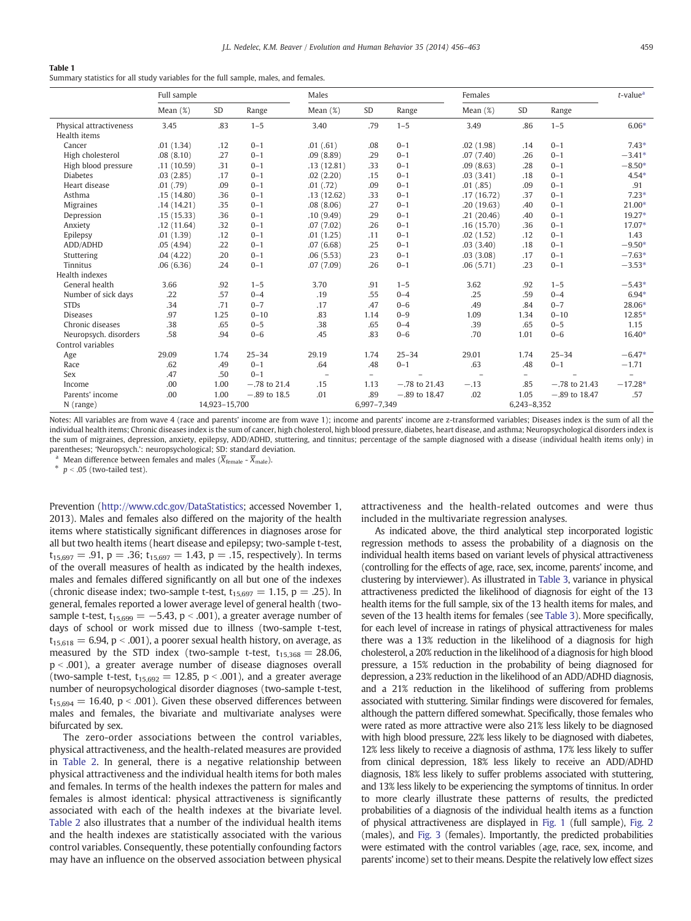**Table 1**
Summary statistics for all study variables for the full sample, males, and females.

| | Full sample | | | Males | | | Females | | | t-value[a] |
|---|---|---|---|---|---|---|---|---|---|---|
| | Mean (%) | SD | Range | Mean (%) | SD | Range | Mean (%) | SD | Range | |
| Physical attractiveness | 3.45 | .83 | 1–5 | 3.40 | .79 | 1–5 | 3.49 | .86 | 1–5 | 6.06* |
| Health items | | | | | | | | | | |
| Cancer | .01 (1.34) | .12 | 0–1 | .01 (.61) | .08 | 0–1 | .02 (1.98) | .14 | 0–1 | 7.43* |
| High cholesterol | .08 (8.10) | .27 | 0–1 | .09 (8.89) | .29 | 0–1 | .07 (7.40) | .26 | 0–1 | −3.41* |
| High blood pressure | .11 (10.59) | .31 | 0–1 | .13 (12.81) | .33 | 0–1 | .09 (8.63) | .28 | 0–1 | −8.50* |
| Diabetes | .03 (2.85) | .17 | 0–1 | .02 (2.20) | .15 | 0–1 | .03 (3.41) | .18 | 0–1 | 4.54* |
| Heart disease | .01 (.79) | .09 | 0–1 | .01 (.72) | .09 | 0–1 | .01 (.85) | .09 | 0–1 | .91 |
| Asthma | .15 (14.80) | .36 | 0–1 | .13 (12.62) | .33 | 0–1 | .17 (16.72) | .37 | 0–1 | 7.23* |
| Migraines | .14 (14.21) | .35 | 0–1 | .08 (8.06) | .27 | 0–1 | .20 (19.63) | .40 | 0–1 | 21.00* |
| Depression | .15 (15.33) | .36 | 0–1 | .10 (9.49) | .29 | 0–1 | .21 (20.46) | .40 | 0–1 | 19.27* |
| Anxiety | .12 (11.64) | .32 | 0–1 | .07 (7.02) | .26 | 0–1 | .16 (15.70) | .36 | 0–1 | 17.07* |
| Epilepsy | .01 (1.39) | .12 | 0–1 | .01 (1.25) | .11 | 0–1 | .02 (1.52) | .12 | 0–1 | 1.43 |
| ADD/ADHD | .05 (4.94) | .22 | 0–1 | .07 (6.68) | .25 | 0–1 | .03 (3.40) | .18 | 0–1 | −9.50* |
| Stuttering | .04 (4.22) | .20 | 0–1 | .06 (5.53) | .23 | 0–1 | .03 (3.08) | .17 | 0–1 | −7.63* |
| Tinnitus | .06 (6.36) | .24 | 0–1 | .07 (7.09) | .26 | 0–1 | .06 (5.71) | .23 | 0–1 | −3.53* |
| Health indexes | | | | | | | | | | |
| General health | 3.66 | .92 | 1–5 | 3.70 | .91 | 1–5 | 3.62 | .92 | 1–5 | −5.43* |
| Number of sick days | .22 | .57 | 0–4 | .19 | .55 | 0–4 | .25 | .59 | 0–4 | 6.94* |
| STDs | .34 | .71 | 0–7 | .17 | .47 | 0–6 | .49 | .84 | 0–7 | 28.06* |
| Diseases | .97 | 1.25 | 0–10 | .83 | 1.14 | 0–9 | 1.09 | 1.34 | 0–10 | 12.85* |
| Chronic diseases | .38 | .65 | 0–5 | .38 | .65 | 0–4 | .39 | .65 | 0–5 | 1.15 |
| Neuropsych. disorders | .58 | .94 | 0–6 | .45 | .83 | 0–6 | .70 | 1.01 | 0–6 | 16.40* |
| Control variables | | | | | | | | | | |
| Age | 29.09 | 1.74 | 25–34 | 29.19 | 1.74 | 25–34 | 29.01 | 1.74 | 25–34 | −6.47* |
| Race | .62 | .49 | 0–1 | .64 | .48 | 0–1 | .63 | .48 | 0–1 | −1.71 |
| Sex | .47 | .50 | 0–1 | – | – | – | – | – | – | – |
| Income | .00 | 1.00 | −.78 to 21.4 | .15 | 1.13 | −.78 to 21.43 | −.13 | .85 | −.78 to 21.43 | −17.28* |
| Parents' income | .00 | 1.00 | −.89 to 18.5 | .01 | .89 | −.89 to 18.47 | .02 | 1.05 | −.89 to 18.47 | .57 |
| N (range) | 14,923–15,700 | | | 6,997–7,349 | | | 6,243–8,352 | | | |

Notes: All variables are from wave 4 (race and parents' income are from wave 1); income and parents' income are z-transformed variables; Diseases index is the sum of all the individual health items; Chronic diseases index is the sum of cancer, high cholesterol, high blood pressure, diabetes, heart disease, and asthma; Neuropsychological disorders index is the sum of migraines, depression, anxiety, epilepsy, ADD/ADHD, stuttering, and tinnitus; percentage of the sample diagnosed with a disease (individual health items only) in parentheses; 'Neuropsych.': neuropsychological; SD: standard deviation.

[a] Mean difference between females and males ($\bar{X}_{female}$ - $\bar{X}_{male}$).

* $p < .05$ (two-tailed test).

Prevention (http://www.cdc.gov/DataStatistics; accessed November 1, 2013). Males and females also differed on the majority of the health items where statistically significant differences in diagnoses arose for all but two health items (heart disease and epilepsy; two-sample t-test, $t_{15,697} = .91$, $p = .36$; $t_{15,697} = 1.43$, $p = .15$, respectively). In terms of the overall measures of health as indicated by the health indexes, males and females differed significantly on all but one of the indexes (chronic disease index; two-sample t-test, $t_{15,697} = 1.15$, $p = .25$). In general, females reported a lower average level of general health (two-sample t-test, $t_{15,699} = -5.43$, $p < .001$), a greater average number of days of school or work missed due to illness (two-sample t-test, $t_{15,618} = 6.94$, $p < .001$), a poorer sexual health history, on average, as measured by the STD index (two-sample t-test, $t_{15,368} = 28.06$, $p < .001$), a greater average number of disease diagnoses overall (two-sample t-test, $t_{15,692} = 12.85$, $p < .001$), and a greater average number of neuropsychological disorder diagnoses (two-sample t-test, $t_{15,694} = 16.40$, $p < .001$). Given these observed differences between males and females, the bivariate and multivariate analyses were bifurcated by sex.

The zero-order associations between the control variables, physical attractiveness, and the health-related measures are provided in Table 2. In general, there is a negative relationship between physical attractiveness and the individual health items for both males and females. In terms of the health indexes the pattern for males and females is almost identical: physical attractiveness is significantly associated with each of the health indexes at the bivariate level. Table 2 also illustrates that a number of the individual health items and the health indexes are statistically associated with the various control variables. Consequently, these potentially confounding factors may have an influence on the observed association between physical attractiveness and the health-related outcomes and were thus included in the multivariate regression analyses.

As indicated above, the third analytical step incorporated logistic regression methods to assess the probability of a diagnosis on the individual health items based on variant levels of physical attractiveness (controlling for the effects of age, race, sex, income, parents' income, and clustering by interviewer). As illustrated in Table 3, variance in physical attractiveness predicted the likelihood of diagnosis for eight of the 13 health items for the full sample, six of the 13 health items for males, and seven of the 13 health items for females (see Table 3). More specifically, for each level of increase in ratings of physical attractiveness for males there was a 13% reduction in the likelihood of a diagnosis for high cholesterol, a 20% reduction in the likelihood of a diagnosis for high blood pressure, a 15% reduction in the probability of being diagnosed for depression, a 23% reduction in the likelihood of an ADD/ADHD diagnosis, and a 21% reduction in the likelihood of suffering from problems associated with stuttering. Similar findings were discovered for females, although the pattern differed somewhat. Specifically, those females who were rated as more attractive were also 21% less likely to be diagnosed with high blood pressure, 22% less likely to be diagnosed with diabetes, 12% less likely to receive a diagnosis of asthma, 17% less likely to suffer from clinical depression, 18% less likely to receive an ADD/ADHD diagnosis, 18% less likely to suffer problems associated with stuttering, and 13% less likely to be experiencing the symptoms of tinnitus. In order to more clearly illustrate these patterns of results, the predicted probabilities of a diagnosis of the individual health items as a function of physical attractiveness are displayed in Fig. 1 (full sample), Fig. 2 (males), and Fig. 3 (females). Importantly, the predicted probabilities were estimated with the control variables (age, race, sex, income, and parents' income) set to their means. Despite the relatively low effect sizes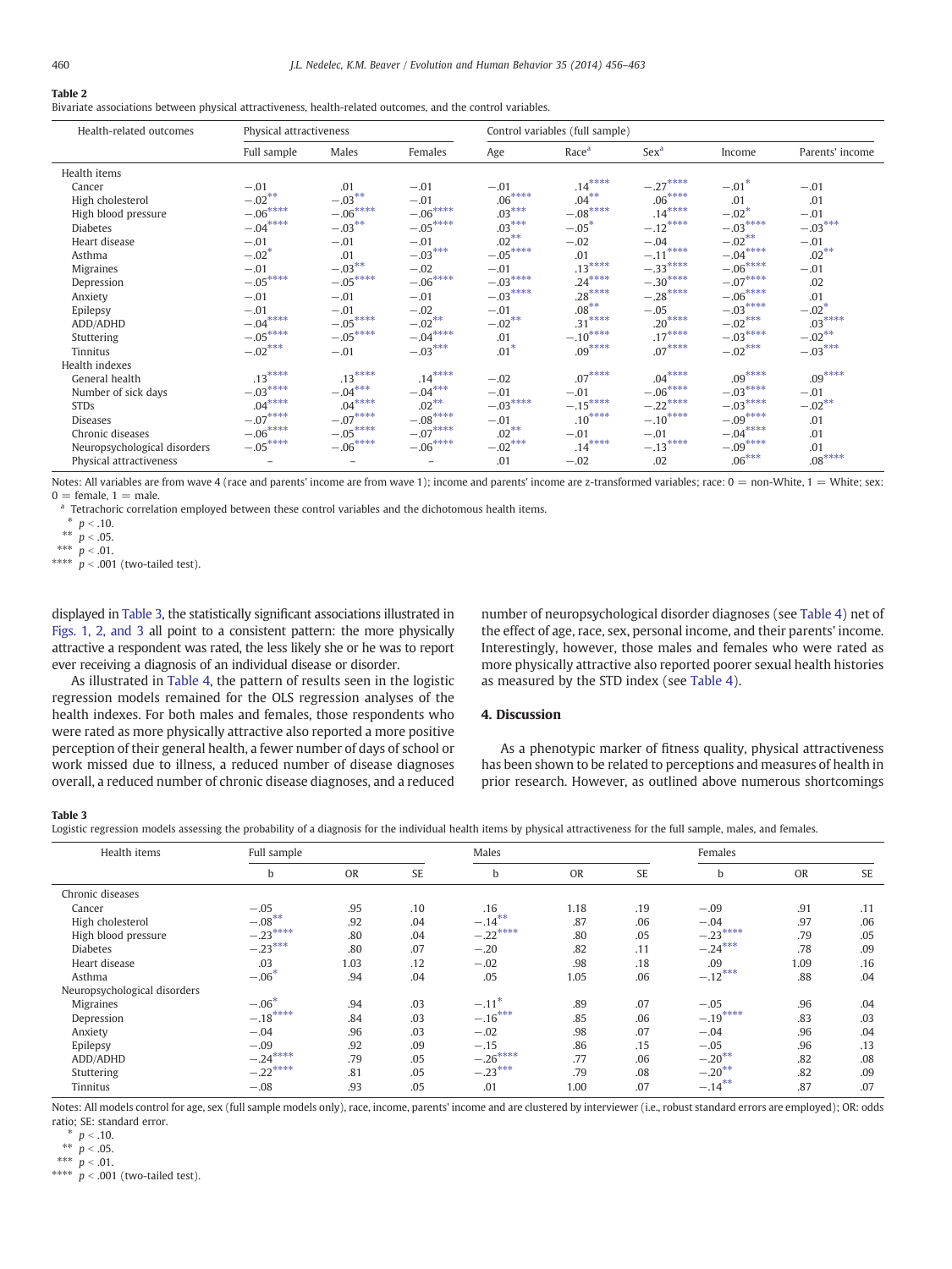**Table 2**
Bivariate associations between physical attractiveness, health-related outcomes, and the control variables.

| Health-related outcomes | Physical attractiveness | | | Control variables (full sample) | | | | |
|---|---|---|---|---|---|---|---|---|
| | Full sample | Males | Females | Age | Race[a] | Sex[a] | Income | Parents' income |
| Health items | | | | | | | | |
| Cancer | −.01 | .01 | −.01 | −.01 | .14**** | −.27**** | −.01* | −.01 |
| High cholesterol | −.02** | −.03** | −.01 | .06**** | .04** | .06**** | .01 | .01 |
| High blood pressure | −.06**** | −.06**** | −.06**** | .03*** | −.08**** | .14**** | −.02* | −.01 |
| Diabetes | −.04**** | −.03** | −.05**** | .03*** | −.05* | −.12**** | −.03**** | −.03*** |
| Heart disease | −.01 | −.01 | −.01 | .02** | −.02 | −.04 | −.02** | −.01 |
| Asthma | −.02* | .01 | −.03*** | −.05**** | .01 | −.11**** | −.04**** | .02** |
| Migraines | −.01 | −.03** | −.02 | −.01 | .13**** | −.33**** | −.06**** | −.01 |
| Depression | −.05**** | −.05**** | −.06**** | −.03**** | .24**** | −.30**** | −.07**** | .02 |
| Anxiety | −.01 | −.01 | −.01 | −.03**** | .28**** | −.28**** | −.06**** | .01 |
| Epilepsy | −.01 | −.01 | −.02 | −.01 | .08** | −.05 | −.03**** | −.02* |
| ADD/ADHD | −.04**** | −.05**** | −.02** | −.02** | .31**** | .20**** | −.02*** | .03**** |
| Stuttering | −.05**** | −.05**** | −.04**** | .01 | −.10**** | .17**** | −.03**** | −.02** |
| Tinnitus | −.02*** | −.01 | −.03*** | .01* | .09**** | .07**** | −.02*** | −.03*** |
| Health indexes | | | | | | | | |
| General health | .13**** | .13**** | .14**** | −.02 | .07**** | .04**** | .09**** | .09**** |
| Number of sick days | −.03**** | −.04*** | −.04*** | −.01 | −.01 | −.06**** | −.03**** | −.01 |
| STDs | .04**** | .04**** | .02** | −.03**** | −.15**** | −.22**** | −.03**** | −.02** |
| Diseases | −.07**** | −.07**** | −.08**** | −.01 | .10**** | −.10**** | −.09**** | .01 |
| Chronic diseases | −.06**** | −.05**** | −.07**** | .02** | −.01 | −.01 | −.04**** | .01 |
| Neuropsychological disorders | −.05**** | −.06**** | −.06**** | −.02*** | .14**** | −.13**** | −.09**** | .01 |
| Physical attractiveness | – | – | – | .01 | −.02 | .02 | .06*** | .08**** |

Notes: All variables are from wave 4 (race and parents' income are from wave 1); income and parents' income are z-transformed variables; race: 0 = non-White, 1 = White; sex: 0 = female, 1 = male.
[a] Tetrachoric correlation employed between these control variables and the dichotomous health items.
* $p < .10$.
** $p < .05$.
*** $p < .01$.
**** $p < .001$ (two-tailed test).

displayed in Table 3, the statistically significant associations illustrated in Figs. 1, 2, and 3 all point to a consistent pattern: the more physically attractive a respondent was rated, the less likely she or he was to report ever receiving a diagnosis of an individual disease or disorder.

As illustrated in Table 4, the pattern of results seen in the logistic regression models remained for the OLS regression analyses of the health indexes. For both males and females, those respondents who were rated as more physically attractive also reported a more positive perception of their general health, a fewer number of days of school or work missed due to illness, a reduced number of disease diagnoses overall, a reduced number of chronic disease diagnoses, and a reduced number of neuropsychological disorder diagnoses (see Table 4) net of the effect of age, race, sex, personal income, and their parents' income. Interestingly, however, those males and females who were rated as more physically attractive also reported poorer sexual health histories as measured by the STD index (see Table 4).

## 4. Discussion

As a phenotypic marker of fitness quality, physical attractiveness has been shown to be related to perceptions and measures of health in prior research. However, as outlined above numerous shortcomings

**Table 3**
Logistic regression models assessing the probability of a diagnosis for the individual health items by physical attractiveness for the full sample, males, and females.

| Health items | Full sample | | | Males | | | Females | | |
|---|---|---|---|---|---|---|---|---|---|
| | b | OR | SE | b | OR | SE | b | OR | SE |
| Chronic diseases | | | | | | | | | |
| Cancer | −.05 | .95 | .10 | .16 | 1.18 | .19 | −.09 | .91 | .11 |
| High cholesterol | −.08** | .92 | .04 | −.14** | .87 | .06 | −.04 | .97 | .06 |
| High blood pressure | −.23**** | .80 | .04 | −.22**** | .80 | .05 | −.23**** | .79 | .05 |
| Diabetes | −.23*** | .80 | .07 | −.20 | .82 | .11 | −.24*** | .78 | .09 |
| Heart disease | .03 | 1.03 | .12 | −.02 | .98 | .18 | .09 | 1.09 | .16 |
| Asthma | −.06* | .94 | .04 | .05 | 1.05 | .06 | −.12*** | .88 | .04 |
| Neuropsychological disorders | | | | | | | | | |
| Migraines | −.06* | .94 | .03 | −.11* | .89 | .07 | −.05 | .96 | .04 |
| Depression | −.18**** | .84 | .03 | −.16*** | .85 | .06 | −.19**** | .83 | .03 |
| Anxiety | −.04 | .96 | .03 | −.02 | .98 | .07 | −.04 | .96 | .04 |
| Epilepsy | −.09 | .92 | .09 | −.15 | .86 | .15 | −.05 | .96 | .13 |
| ADD/ADHD | −.24**** | .79 | .05 | −.26**** | .77 | .06 | −.20** | .82 | .08 |
| Stuttering | −.22**** | .81 | .05 | −.23*** | .79 | .08 | −.20** | .82 | .09 |
| Tinnitus | −.08 | .93 | .05 | .01 | 1.00 | .07 | −.14** | .87 | .07 |

Notes: All models control for age, sex (full sample models only), race, income, parents' income and are clustered by interviewer (i.e., robust standard errors are employed); OR: odds ratio; SE: standard error.
* $p < .10$.
** $p < .05$.
*** $p < .01$.
**** $p < .001$ (two-tailed test).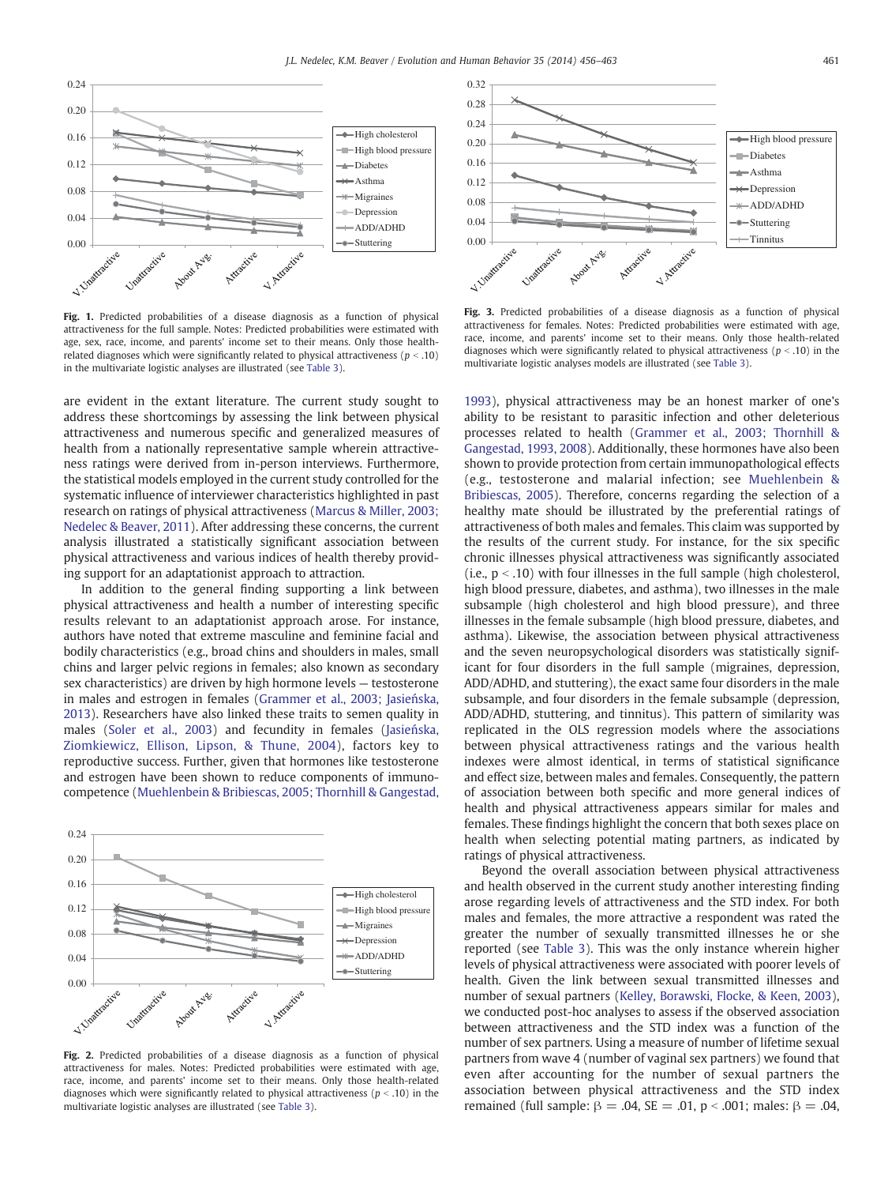Fig. 1. Predicted probabilities of a disease diagnosis as a function of physical attractiveness for the full sample. Notes: Predicted probabilities were estimated with age, sex, race, income, and parents' income set to their means. Only those health-related diagnoses which were significantly related to physical attractiveness ($p < .10$) in the multivariate logistic analyses are illustrated (see Table 3).

Fig. 3. Predicted probabilities of a disease diagnosis as a function of physical attractiveness for females. Notes: Predicted probabilities were estimated with age, race, income, and parents' income set to their means. Only those health-related diagnoses which were significantly related to physical attractiveness ($p < .10$) in the multivariate logistic analyses models are illustrated (see Table 3).

are evident in the extant literature. The current study sought to address these shortcomings by assessing the link between physical attractiveness and numerous specific and generalized measures of health from a nationally representative sample wherein attractiveness ratings were derived from in-person interviews. Furthermore, the statistical models employed in the current study controlled for the systematic influence of interviewer characteristics highlighted in past research on ratings of physical attractiveness (Marcus & Miller, 2003; Nedelec & Beaver, 2011). After addressing these concerns, the current analysis illustrated a statistically significant association between physical attractiveness and various indices of health thereby providing support for an adaptationist approach to attraction.

In addition to the general finding supporting a link between physical attractiveness and health a number of interesting specific results relevant to an adaptationist approach arose. For instance, authors have noted that extreme masculine and feminine facial and bodily characteristics (e.g., broad chins and shoulders in males, small chins and larger pelvic regions in females; also known as secondary sex characteristics) are driven by high hormone levels — testosterone in males and estrogen in females (Grammer et al., 2003; Jasieńska, 2013). Researchers have also linked these traits to semen quality in males (Soler et al., 2003) and fecundity in females (Jasieńska, Ziomkiewicz, Ellison, Lipson, & Thune, 2004), factors key to reproductive success. Further, given that hormones like testosterone and estrogen have been shown to reduce components of immunocompetence (Muehlenbein & Bribiescas, 2005; Thornhill & Gangestad, 1993), physical attractiveness may be an honest marker of one's ability to be resistant to parasitic infection and other deleterious processes related to health (Grammer et al., 2003; Thornhill & Gangestad, 1993, 2008). Additionally, these hormones have also been shown to provide protection from certain immunopathological effects (e.g., testosterone and malarial infection; see Muehlenbein & Bribiescas, 2005). Therefore, concerns regarding the selection of a healthy mate should be illustrated by the preferential ratings of attractiveness of both males and females. This claim was supported by the results of the current study. For instance, for the six specific chronic illnesses physical attractiveness was significantly associated (i.e., $p < .10$) with four illnesses in the full sample (high cholesterol, high blood pressure, diabetes, and asthma), two illnesses in the male subsample (high cholesterol and high blood pressure), and three illnesses in the female subsample (high blood pressure, diabetes, and asthma). Likewise, the association between physical attractiveness and the seven neuropsychological disorders was statistically significant for four disorders in the full sample (migraines, depression, ADD/ADHD, and stuttering), the exact same four disorders in the male subsample, and four disorders in the female subsample (depression, ADD/ADHD, stuttering, and tinnitus). This pattern of similarity was replicated in the OLS regression models where the associations between physical attractiveness ratings and the various health indexes were almost identical, in terms of statistical significance and effect size, between males and females. Consequently, the pattern of association between both specific and more general indices of health and physical attractiveness appears similar for males and females. These findings highlight the concern that both sexes place on health when selecting potential mating partners, as indicated by ratings of physical attractiveness.

Fig. 2. Predicted probabilities of a disease diagnosis as a function of physical attractiveness for males. Notes: Predicted probabilities were estimated with age, race, income, and parents' income set to their means. Only those health-related diagnoses which were significantly related to physical attractiveness ($p < .10$) in the multivariate logistic analyses are illustrated (see Table 3).

Beyond the overall association between physical attractiveness and health observed in the current study another interesting finding arose regarding levels of attractiveness and the STD index. For both males and females, the more attractive a respondent was rated the greater the number of sexually transmitted illnesses he or she reported (see Table 3). This was the only instance wherein higher levels of physical attractiveness were associated with poorer levels of health. Given the link between sexual transmitted illnesses and number of sexual partners (Kelley, Borawski, Flocke, & Keen, 2003), we conducted post-hoc analyses to assess if the observed association between attractiveness and the STD index was a function of the number of sex partners. Using a measure of number of lifetime sexual partners from wave 4 (number of vaginal sex partners) we found that even after accounting for the number of sexual partners the association between physical attractiveness and the STD index remained (full sample: $\beta = .04$, $SE = .01$, $p < .001$; males: $\beta = .04$,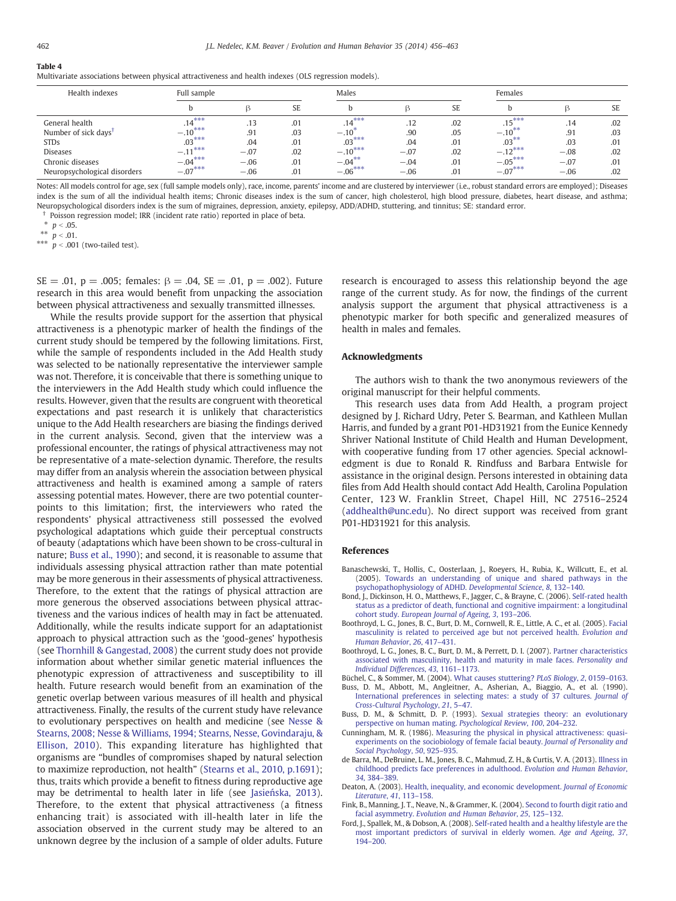**Table 4**
Multivariate associations between physical attractiveness and health indexes (OLS regression models).

| Health indexes | Full sample | | | Males | | | Females | | |
|---|---|---|---|---|---|---|---|---|---|
| | b | β | SE | b | β | SE | b | β | SE |
| General health | .14*** | .13 | .01 | .14*** | .12 | .02 | .15*** | .14 | .02 |
| Number of sick days† | −.10*** | .91 | .03 | −.10* | .90 | .05 | −.10** | .91 | .03 |
| STDs | .03*** | .04 | .01 | .03*** | .04 | .01 | .03** | .03 | .01 |
| Diseases | −.11*** | −.07 | .02 | −.10*** | −.07 | .02 | −.12*** | −.08 | .02 |
| Chronic diseases | −.04*** | −.06 | .01 | −.04** | −.04 | .01 | −.05*** | −.07 | .01 |
| Neuropsychological disorders | −.07*** | −.06 | .01 | −.06*** | −.06 | .01 | −.07*** | −.06 | .02 |

Notes: All models control for age, sex (full sample models only), race, income, parents' income and are clustered by interviewer (i.e., robust standard errors are employed); Diseases index is the sum of all the individual health items; Chronic diseases index is the sum of cancer, high cholesterol, high blood pressure, diabetes, heart disease, and asthma; Neuropsychological disorders index is the sum of migraines, depression, anxiety, epilepsy, ADD/ADHD, stuttering, and tinnitus; SE: standard error.

† Poisson regression model; IRR (incident rate ratio) reported in place of beta.

\* $p < .05$.

\*\* $p < .01$.

\*\*\* $p < .001$ (two-tailed test).

SE = .01, p = .005; females: β = .04, SE = .01, p = .002). Future research in this area would benefit from unpacking the association between physical attractiveness and sexually transmitted illnesses.

While the results provide support for the assertion that physical attractiveness is a phenotypic marker of health the findings of the current study should be tempered by the following limitations. First, while the sample of respondents included in the Add Health study was selected to be nationally representative the interviewer sample was not. Therefore, it is conceivable that there is something unique to the interviewers in the Add Health study which could influence the results. However, given that the results are congruent with theoretical expectations and past research it is unlikely that characteristics unique to the Add Health researchers are biasing the findings derived in the current analysis. Second, given that the interview was a professional encounter, the ratings of physical attractiveness may not be representative of a mate-selection dynamic. Therefore, the results may differ from an analysis wherein the association between physical attractiveness and health is examined among a sample of raters assessing potential mates. However, there are two potential counterpoints to this limitation; first, the interviewers who rated the respondents' physical attractiveness still possessed the evolved psychological adaptations which guide their perceptual constructs of beauty (adaptations which have been shown to be cross-cultural in nature; Buss et al., 1990); and second, it is reasonable to assume that individuals assessing physical attraction rather than mate potential may be more generous in their assessments of physical attractiveness. Therefore, to the extent that the ratings of physical attraction are more generous the observed associations between physical attractiveness and the various indices of health may in fact be attenuated. Additionally, while the results indicate support for an adaptationist approach to physical attraction such as the 'good-genes' hypothesis (see Thornhill & Gangestad, 2008) the current study does not provide information about whether similar genetic material influences the phenotypic expression of attractiveness and susceptibility to ill health. Future research would benefit from an examination of the genetic overlap between various measures of ill health and physical attractiveness. Finally, the results of the current study have relevance to evolutionary perspectives on health and medicine (see Nesse & Stearns, 2008; Nesse & Williams, 1994; Stearns, Nesse, Govindaraju, & Ellison, 2010). This expanding literature has highlighted that organisms are "bundles of compromises shaped by natural selection to maximize reproduction, not health" (Stearns et al., 2010, p.1691); thus, traits which provide a benefit to fitness during reproductive age may be detrimental to health later in life (see Jasieńska, 2013). Therefore, to the extent that physical attractiveness (a fitness enhancing trait) is associated with ill-health later in life the association observed in the current study may be altered to an unknown degree by the inclusion of a sample of older adults. Future research is encouraged to assess this relationship beyond the age range of the current study. As for now, the findings of the current analysis support the argument that physical attractiveness is a phenotypic marker for both specific and generalized measures of health in males and females.

## Acknowledgments

The authors wish to thank the two anonymous reviewers of the original manuscript for their helpful comments.

This research uses data from Add Health, a program project designed by J. Richard Udry, Peter S. Bearman, and Kathleen Mullan Harris, and funded by a grant P01-HD31921 from the Eunice Kennedy Shriver National Institute of Child Health and Human Development, with cooperative funding from 17 other agencies. Special acknowledgment is due to Ronald R. Rindfuss and Barbara Entwisle for assistance in the original design. Persons interested in obtaining data files from Add Health should contact Add Health, Carolina Population Center, 123 W. Franklin Street, Chapel Hill, NC 27516–2524 (addhealth@unc.edu). No direct support was received from grant P01-HD31921 for this analysis.

## References

Banaschewski, T., Hollis, C., Oosterlaan, J., Roeyers, H., Rubia, K., Willcutt, E., et al. (2005). Towards an understanding of unique and shared pathways in the psychopathophysiology of ADHD. *Developmental Science*, *8*, 132–140.

Bond, J., Dickinson, H. O., Matthews, F., Jagger, C., & Brayne, C. (2006). Self-rated health status as a predictor of death, functional and cognitive impairment: a longitudinal cohort study. *European Journal of Ageing*, *3*, 193–206.

Boothroyd, L. G., Jones, B. C., Burt, D. M., Cornwell, R. E., Little, A. C., et al. (2005). Facial masculinity is related to perceived age but not perceived health. *Evolution and Human Behavior*, *26*, 417–431.

Boothroyd, L. G., Jones, B. C., Burt, D. M., & Perrett, D. I. (2007). Partner characteristics associated with masculinity, health and maturity in male faces. *Personality and Individual Differences*, *43*, 1161–1173.

Büchel, C., & Sommer, M. (2004). What causes stuttering? *PLoS Biology*, *2*, 0159–0163.

Buss, D. M., Abbott, M., Angleitner, A., Asherian, A., Biaggio, A., et al. (1990). International preferences in selecting mates: a study of 37 cultures. *Journal of Cross-Cultural Psychology*, *21*, 5–47.

Buss, D. M., & Schmitt, D. P. (1993). Sexual strategies theory: an evolutionary perspective on human mating. *Psychological Review*, *100*, 204–232.

Cunningham, M. R. (1986). Measuring the physical in physical attractiveness: quasi-experiments on the sociobiology of female facial beauty. *Journal of Personality and Social Psychology*, *50*, 925–935.

de Barra, M., DeBruine, L. M., Jones, B. C., Mahmud, Z. H., & Curtis, V. A. (2013). Illness in childhood predicts face preferences in adulthood. *Evolution and Human Behavior*, *34*, 384–389.

Deaton, A. (2003). Health, inequality, and economic development. *Journal of Economic Literature*, *41*, 113–158.

Fink, B., Manning, J. T., Neave, N., & Grammer, K. (2004). Second to fourth digit ratio and facial asymmetry. *Evolution and Human Behavior*, *25*, 125–132.

Ford, J., Spallek, M., & Dobson, A. (2008). Self-rated health and a healthy lifestyle are the most important predictors of survival in elderly women. *Age and Ageing*, *37*, 194–200.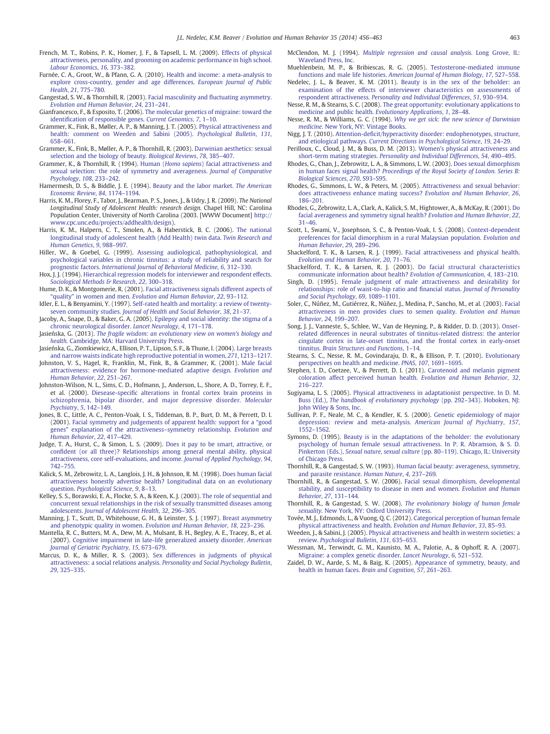French, M. T., Robins, P. K., Homer, J. F., & Tapsell, L. M. (2009). Effects of physical attractiveness, personality, and grooming on academic performance in high school. *Labour Economics*, *16*, 373–382.

Furnée, C. A., Groot, W., & Pfann, G. A. (2010). Health and income: a meta-analysis to explore cross-country, gender and age differences. *European Journal of Public Health*, *21*, 775–780.

Gangestad, S. W., & Thornhill, R. (2003). Facial masculinity and fluctuating asymmetry. *Evolution and Human Behavior*, *24*, 231–241.

Gianfrancesco, F., & Esposito, T. (2006). The molecular genetics of migraine: toward the identification of responsible genes. *Current Genomics*, *7*, 1–10.

Grammer, K., Fink, B., Møller, A. P., & Manning, J. T. (2005). Physical attractiveness and health: comment on Weeden and Sabini (2005). *Psychological Bulletin*, *131*, 658–661.

Grammer, K., Fink, B., Møller, A. P., & Thornhill, R. (2003). Darwinian aesthetics: sexual selection and the biology of beauty. *Biological Reviews*, *78*, 385–407.

Grammer, K., & Thornhill, R. (1994). Human (*Homo sapiens*) facial attractiveness and sexual selection: the role of symmetry and averageness. *Journal of Comparative Psychology*, *108*, 233–242.

Hamermesh, D. S., & Biddle, J. E. (1994). Beauty and the labor market. *The American Economic Review*, *84*, 1174–1194.

Harris, K. M., Florey, F., Tabor, J., Bearman, P. S., Jones, J., & Udry, J. R. (2009). *The National Longitudinal Study of Adolescent Health: research design.* Chapel Hill, NC: Carolina Population Center, University of North Carolina (2003. [WWW Document] http://www.cpc.unc.edu/projects/addhealth/design).

Harris, K. M., Halpern, C. T., Smolen, A., & Haberstick, B. C. (2006). The national longitudinal study of adolescent health (Add Health) twin data. *Twin Research and Human Genetics*, *9*, 988–997.

Hiller, W., & Goebel, G. (1999). Assessing audiological, pathophysiological, and psychological variables in chronic tinnitus: a study of reliability and search for prognostic factors. *International Journal of Behavioral Medicine*, *6*, 312–330.

Hox, J. J. (1994). Hierarchical regression models for interviewer and respondent effects. *Sociological Methods & Research*, *22*, 300–318.

Hume, D. K., & Montgomerie, R. (2001). Facial attractiveness signals different aspects of "quality" in women and men. *Evolution and Human Behavior*, *22*, 93–112.

Idler, E. L., & Benyamini, Y. (1997). Self-rated health and mortality: a review of twenty-seven community studies. *Journal of Health and Social Behavior*, *38*, 21–37.

Jacoby, A., Snape, D., & Baker, G. A. (2005). Epilepsy and social identity: the stigma of a chronic neurological disorder. *Lancet Neurology*, *4*, 171–178.

Jasieńska, G. (2013). *The fragile wisdom: an evolutionary view on women's biology and health.* Cambridge, MA: Harvard University Press.

Jasieńska, G., Ziomkiewicz, A., Ellison, P. T., Lipson, S. F., & Thune, I. (2004). Large breasts and narrow waists indicate high reproductive potential in women, *271*, 1213–1217.

Johnston, V. S., Hagel, R., Franklin, M., Fink, B., & Grammer, K. (2001). Male facial attractiveness: evidence for hormone-mediated adaptive design. *Evolution and Human Behavior*, *22*, 251–267.

Johnston-Wilson, N. L., Sims, C. D., Hofmann, J., Anderson, L., Shore, A. D., Torrey, E. F., et al. (2000). Disease-specific alterations in frontal cortex brain proteins in schizophrenia, bipolar disorder, and major depressive disorder. *Molecular Psychiatry*, *5*, 142–149.

Jones, B. C., Little, A. C., Penton-Voak, I. S., Tiddeman, B. P., Burt, D. M., & Perrett, D. I. (2001). Facial symmetry and judgements of apparent health: support for a "good genes" explanation of the attractiveness–symmetry relationship. *Evolution and Human Behavior*, *22*, 417–429.

Judge, T. A., Hurst, C., & Simon, L. S. (2009). Does it pay to be smart, attractive, or confident (or all three)? Relationships among general mental ability, physical attractiveness, core self-evaluations, and income. *Journal of Applied Psychology*, *94*, 742–755.

Kalick, S. M., Zebrowitz, L. A., Langlois, J. H., & Johnson, R. M. (1998). Does human facial attractiveness honestly advertise health? Longitudinal data on an evolutionary question. *Psychological Science*, *9*, 8–13.

Kelley, S. S., Borawski, E. A., Flocke, S. A., & Keen, K. J. (2003). The role of sequential and concurrent sexual relationships in the risk of sexually transmitted diseases among adolescents. *Journal of Adolescent Health*, *32*, 296–305.

Manning, J. T., Scutt, D., Whitehouse, G. H., & Leinster, S. J. (1997). Breast asymmetry and phenotypic quality in women. *Evolution and Human Behavior*, *18*, 223–236.

Mantella, R. C., Butters, M. A., Dew, M. A., Mulsant, B. H., Begley, A. E., Tracey, B., et al. (2007). Cognitive impairment in late-life generalized anxiety disorder. *American Journal of Geriatric Psychiatry*, *15*, 673–679.

Marcus, D. K., & Miller, R. S. (2003). Sex differences in judgments of physical attractiveness: a social relations analysis. *Personality and Social Psychology Bulletin*, *29*, 325–335.

McClendon, M. J. (1994). *Multiple regression and causal analysis.* Long Grove, IL: Waveland Press, Inc.

Muehlenbein, M. P., & Bribiescas, R. G. (2005). Testosterone-mediated immune functions and male life histories. *American Journal of Human Biology*, *17*, 527–558.

Nedelec, J. L., & Beaver, K. M. (2011). Beauty is in the sex of the beholder: an examination of the effects of interviewer characteristics on assessments of respondent attractiveness. *Personality and Individual Differences*, *51*, 930–934.

Nesse, R. M., & Stearns, S. C. (2008). The great opportunity: evolutionary applications to medicine and public health. *Evolutionary Applications*, *1*, 28–48.

Nesse, R. M., & Williams, G. C. (1994). *Why we get sick: the new science of Darwinian medicine.* New York, NY: Vintage Books.

Nigg, J. T. (2010). Attention-deficit/hyperactivity disorder: endophenotypes, structure, and etiological pathways. *Current Directions in Psychological Science*, *19*, 24–29.

Perilloux, C., Cloud, J. M., & Buss, D. M. (2013). Women's physical attractiveness and short-term mating strategies. *Personality and Individual Differences*, *54*, 490–495.

Rhodes, G., Chan, J., Zebrowitz, L. A., & Simmons, L. W. (2003). Does sexual dimorphism in human faces signal health? *Proceedings of the Royal Society of London. Series B: Biological Sciences*, *270*, S93–S95.

Rhodes, G., Simmons, L. W., & Peters, M. (2005). Attractiveness and sexual behavior: does attractiveness enhance mating success? *Evolution and Human Behavior*, *26*, 186–201.

Rhodes, G., Zebrowitz, L. A., Clark, A., Kalick, S. M., Hightower, A., & McKay, R. (2001). Do facial averageness and symmetry signal health? *Evolution and Human Behavior*, *22*, 31–46.

Scott, I., Swami, V., Josephson, S. C., & Penton-Voak, I. S. (2008). Context-dependent preferences for facial dimorphism in a rural Malaysian population. *Evolution and Human Behavior*, *29*, 289–296.

Shackelford, T. K., & Larsen, R. J. (1999). Facial attractiveness and physical health. *Evolution and Human Behavior*, *20*, 71–76.

Shackelford, T. K., & Larsen, R. J. (2003). Do facial structural characteristics communicate information about health? *Evolution of Communication*, *4*, 183–210.

Singh, D. (1995). Female judgment of male attractiveness and desirability for relationships: role of waist-to-hip ratio and financial status. *Journal of Personality and Social Psychology*, *69*, 1089–1101.

Soler, C., Núñez, M., Gutiérrez, R., Núñez, J., Medina, P., Sancho, M., et al. (2003). Facial attractiveness in men provides clues to semen quality. *Evolution and Human Behavior*, *24*, 199–207.

Song, J. J., Vanneste, S., Schlee, W., Van de Heyning, P., & Ridder, D. D. (2013). Onset-related differences in neural substrates of tinnitus-related distress: the anterior cingulate cortex in late-onset tinnitus, and the frontal cortex in early-onset tinnitus. *Brain Structures and Functions*, 1–14.

Stearns, S. C., Nesse, R. M., Govindaraju, D. R., & Ellison, P. T. (2010). Evolutionary perspectives on health and medicine. *PNAS*, *107*, 1691–1695.

Stephen, I. D., Coetzee, V., & Perrett, D. I. (2011). Carotenoid and melanin pigment coloration affect perceived human health. *Evolution and Human Behavior*, *32*, 216–227.

Sugiyama, L. S. (2005). Physical attractiveness in adaptionist perspective. In D. M. Buss (Ed.), *The handbook of evolutionary psychology* (pp. 292–343). Hoboken, NJ: John Wiley & Sons, Inc.

Sullivan, P. F., Neale, M. C., & Kendler, K. S. (2000). Genetic epidemiology of major depression: review and meta-analysis. *American Journal of Psychiatry*, *157*, 1552–1562.

Symons, D. (1995). Beauty is in the adaptations of the beholder: the evolutionary psychology of human female sexual attractiveness. In P. R. Abramson, & S. D. Pinkerton (Eds.), *Sexual nature, sexual culture* (pp. 80–119). Chicago, IL: University of Chicago Press.

Thornhill, R., & Gangestad, S. W. (1993). Human facial beauty: averageness, symmetry, and parasite resistance. *Human Nature*, *4*, 237–269.

Thornhill, R., & Gangestad, S. W. (2006). Facial sexual dimorphism, developmental stability, and susceptibility to disease in men and women. *Evolution and Human Behavior*, *27*, 131–144.

Thornhill, R., & Gangestad, S. W. (2008). *The evolutionary biology of human female sexuality.* New York, NY: Oxford University Press.

Tovée, M. J., Edmonds, L., & Vuong, Q. C. (2012). Categorical perception of human female physical attractiveness and health. *Evolution and Human Behavior*, *33*, 85–93.

Weeden, J., & Sabini, J. (2005). Physical attractiveness and health in western societies: a review. *Psychological Bulletin*, *131*, 635–653.

Wessman, M., Terwindt, G. M., Kaunisto, M. A., Palotie, A., & Ophoff, R. A. (2007). Migraine: a complex genetic disorder. *Lancet Neurology*, *6*, 521–532.

Zaidel, D. W., Aarde, S. M., & Baig, K. (2005). Appearance of symmetry, beauty, and health in human faces. *Brain and Cognition*, *57*, 261–263.